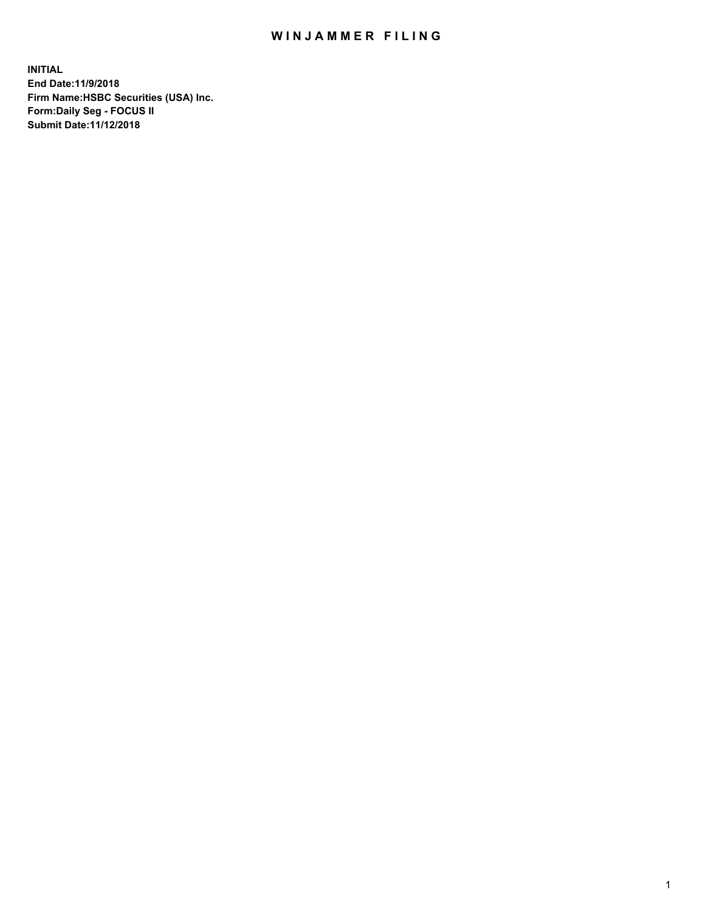# WINJAMMER FILING

**INITIAL**
**End Date:11/9/2018**
**Firm Name:HSBC Securities (USA) Inc.**
**Form:Daily Seg - FOCUS II**
**Submit Date:11/12/2018**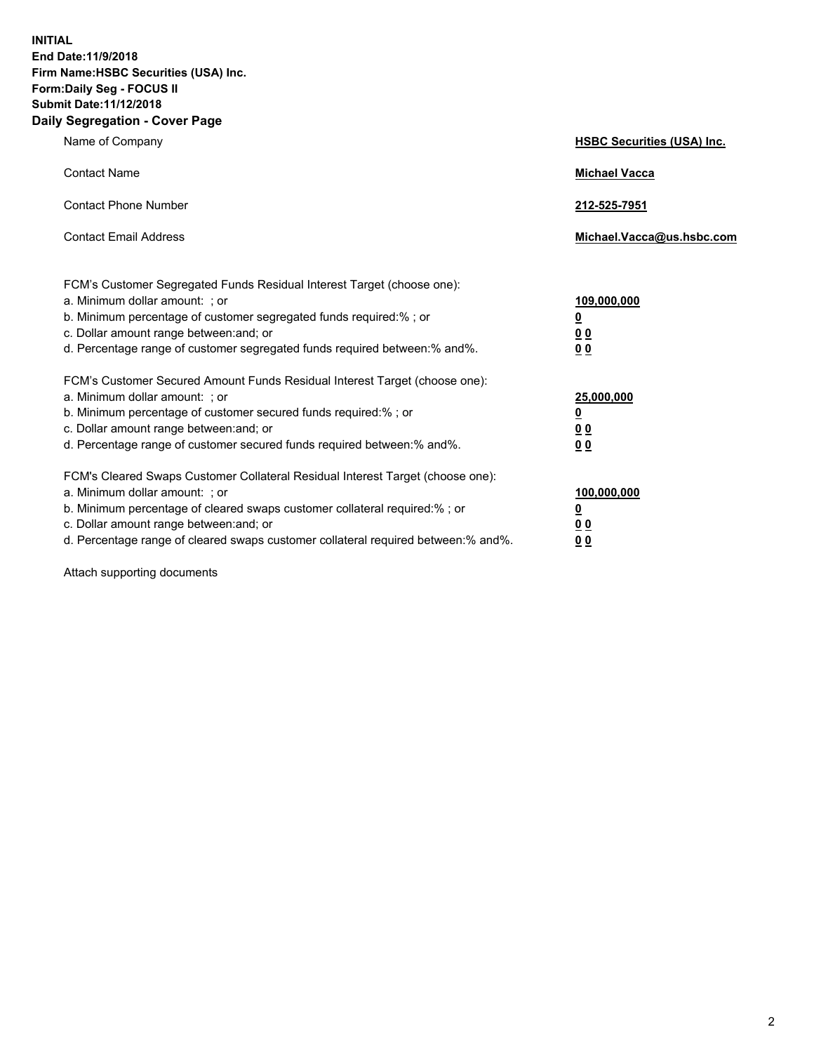**INITIAL**
**End Date:11/9/2018**
**Firm Name:HSBC Securities (USA) Inc.**
**Form:Daily Seg - FOCUS II**
**Submit Date:11/12/2018**

## Daily Segregation - Cover Page

| | |
|---|---|
| Name of Company | **HSBC Securities (USA) Inc.** |
| Contact Name | **Michael Vacca** |
| Contact Phone Number | **212-525-7951** |
| Contact Email Address | **Michael.Vacca@us.hsbc.com** |

FCM's Customer Segregated Funds Residual Interest Target (choose one):

| | |
|---|---|
| a. Minimum dollar amount: ; or | **109,000,000** |
| b. Minimum percentage of customer segregated funds required:% ; or | **0** |
| c. Dollar amount range between:and; or | **0 0** |
| d. Percentage range of customer segregated funds required between:% and%. | **0 0** |

FCM's Customer Secured Amount Funds Residual Interest Target (choose one):

| | |
|---|---|
| a. Minimum dollar amount: ; or | **25,000,000** |
| b. Minimum percentage of customer secured funds required:% ; or | **0** |
| c. Dollar amount range between:and; or | **0 0** |
| d. Percentage range of customer secured funds required between:% and%. | **0 0** |

FCM's Cleared Swaps Customer Collateral Residual Interest Target (choose one):

| | |
|---|---|
| a. Minimum dollar amount: ; or | **100,000,000** |
| b. Minimum percentage of cleared swaps customer collateral required:% ; or | **0** |
| c. Dollar amount range between:and; or | **0 0** |
| d. Percentage range of cleared swaps customer collateral required between:% and%. | **0 0** |

Attach supporting documents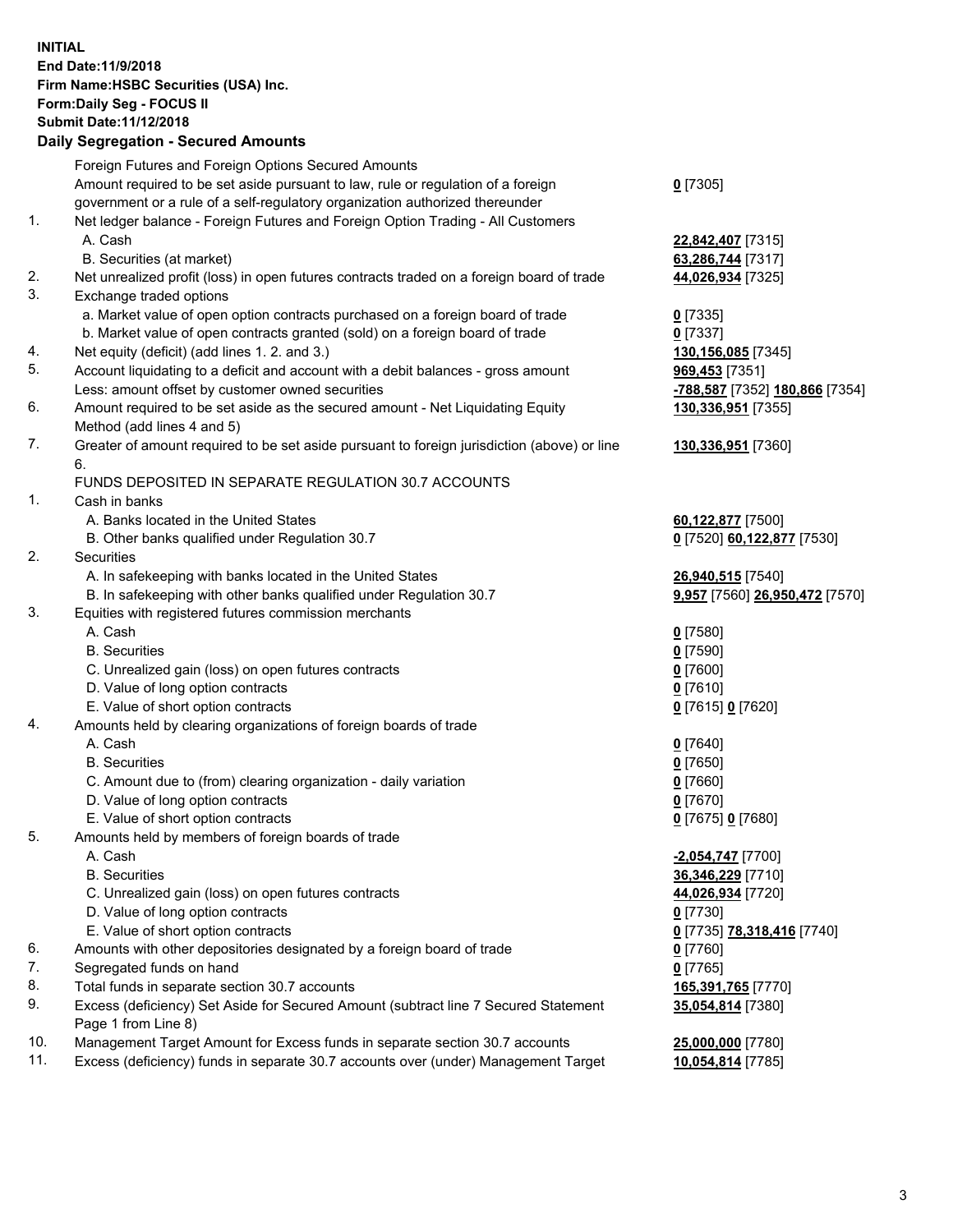**INITIAL**
**End Date:11/9/2018**
**Firm Name:HSBC Securities (USA) Inc.**
**Form:Daily Seg - FOCUS II**
**Submit Date:11/12/2018**

## Daily Segregation - Secured Amounts

| | | |
|---|---|---|
| | Foreign Futures and Foreign Options Secured Amounts | |
| | Amount required to be set aside pursuant to law, rule or regulation of a foreign government or a rule of a self-regulatory organization authorized thereunder | **0** [7305] |
| 1. | Net ledger balance - Foreign Futures and Foreign Option Trading - All Customers | |
| | A. Cash | **22,842,407** [7315] |
| | B. Securities (at market) | **63,286,744** [7317] |
| 2. | Net unrealized profit (loss) in open futures contracts traded on a foreign board of trade | **44,026,934** [7325] |
| 3. | Exchange traded options | |
| | a. Market value of open option contracts purchased on a foreign board of trade | **0** [7335] |
| | b. Market value of open contracts granted (sold) on a foreign board of trade | **0** [7337] |
| 4. | Net equity (deficit) (add lines 1. 2. and 3.) | **130,156,085** [7345] |
| 5. | Account liquidating to a deficit and account with a debit balances - gross amount | **969,453** [7351] |
| | Less: amount offset by customer owned securities | **-788,587** [7352] **180,866** [7354] |
| 6. | Amount required to be set aside as the secured amount - Net Liquidating Equity Method (add lines 4 and 5) | **130,336,951** [7355] |
| 7. | Greater of amount required to be set aside pursuant to foreign jurisdiction (above) or line 6. | **130,336,951** [7360] |
| | FUNDS DEPOSITED IN SEPARATE REGULATION 30.7 ACCOUNTS | |
| 1. | Cash in banks | |
| | A. Banks located in the United States | **60,122,877** [7500] |
| | B. Other banks qualified under Regulation 30.7 | **0** [7520] **60,122,877** [7530] |
| 2. | Securities | |
| | A. In safekeeping with banks located in the United States | **26,940,515** [7540] |
| | B. In safekeeping with other banks qualified under Regulation 30.7 | **9,957** [7560] **26,950,472** [7570] |
| 3. | Equities with registered futures commission merchants | |
| | A. Cash | **0** [7580] |
| | B. Securities | **0** [7590] |
| | C. Unrealized gain (loss) on open futures contracts | **0** [7600] |
| | D. Value of long option contracts | **0** [7610] |
| | E. Value of short option contracts | **0** [7615] **0** [7620] |
| 4. | Amounts held by clearing organizations of foreign boards of trade | |
| | A. Cash | **0** [7640] |
| | B. Securities | **0** [7650] |
| | C. Amount due to (from) clearing organization - daily variation | **0** [7660] |
| | D. Value of long option contracts | **0** [7670] |
| | E. Value of short option contracts | **0** [7675] **0** [7680] |
| 5. | Amounts held by members of foreign boards of trade | |
| | A. Cash | **-2,054,747** [7700] |
| | B. Securities | **36,346,229** [7710] |
| | C. Unrealized gain (loss) on open futures contracts | **44,026,934** [7720] |
| | D. Value of long option contracts | **0** [7730] |
| | E. Value of short option contracts | **0** [7735] **78,318,416** [7740] |
| 6. | Amounts with other depositories designated by a foreign board of trade | **0** [7760] |
| 7. | Segregated funds on hand | **0** [7765] |
| 8. | Total funds in separate section 30.7 accounts | **165,391,765** [7770] |
| 9. | Excess (deficiency) Set Aside for Secured Amount (subtract line 7 Secured Statement Page 1 from Line 8) | **35,054,814** [7380] |
| 10. | Management Target Amount for Excess funds in separate section 30.7 accounts | **25,000,000** [7780] |
| 11. | Excess (deficiency) funds in separate 30.7 accounts over (under) Management Target | **10,054,814** [7785] |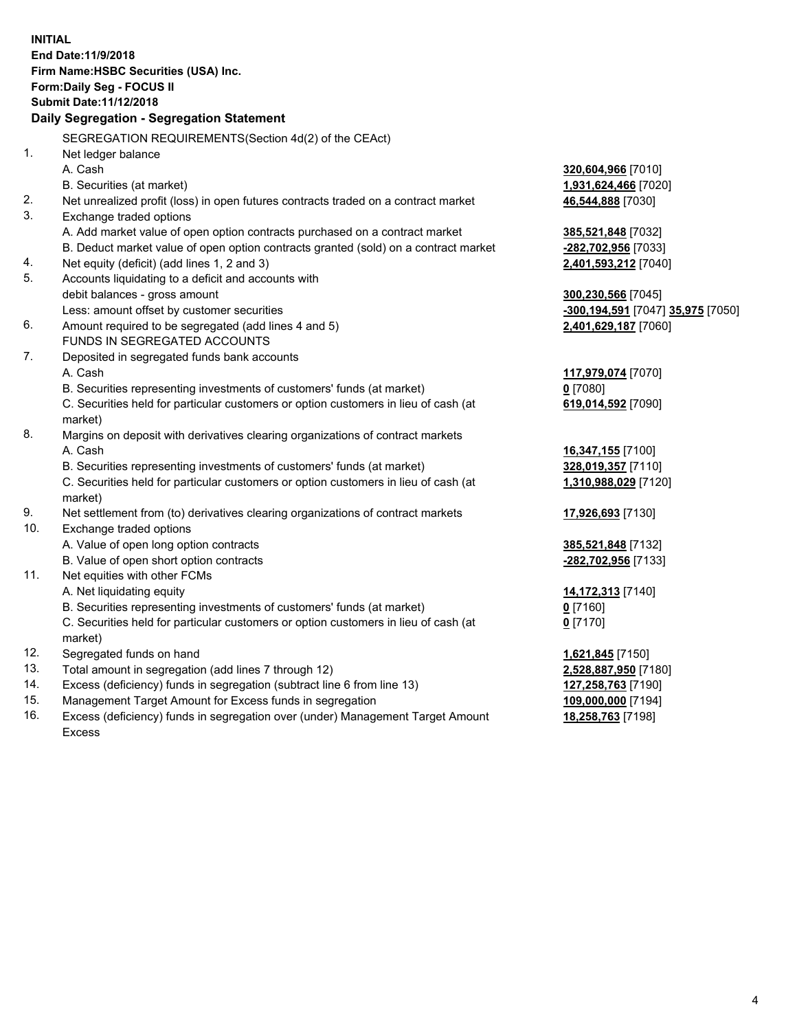**INITIAL**
**End Date:11/9/2018**
**Firm Name:HSBC Securities (USA) Inc.**
**Form:Daily Seg - FOCUS II**
**Submit Date:11/12/2018**

## Daily Segregation - Segregation Statement

SEGREGATION REQUIREMENTS(Section 4d(2) of the CEAct)

| | | |
|---|---|---|
| 1. | Net ledger balance | |
| | A. Cash | **320,604,966** [7010] |
| | B. Securities (at market) | **1,931,624,466** [7020] |
| 2. | Net unrealized profit (loss) in open futures contracts traded on a contract market | **46,544,888** [7030] |
| 3. | Exchange traded options | |
| | A. Add market value of open option contracts purchased on a contract market | **385,521,848** [7032] |
| | B. Deduct market value of open option contracts granted (sold) on a contract market | **-282,702,956** [7033] |
| 4. | Net equity (deficit) (add lines 1, 2 and 3) | **2,401,593,212** [7040] |
| 5. | Accounts liquidating to a deficit and accounts with debit balances - gross amount | **300,230,566** [7045] |
| | Less: amount offset by customer securities | **-300,194,591** [7047] **35,975** [7050] |
| 6. | Amount required to be segregated (add lines 4 and 5) | **2,401,629,187** [7060] |
| | FUNDS IN SEGREGATED ACCOUNTS | |
| 7. | Deposited in segregated funds bank accounts | |
| | A. Cash | **117,979,074** [7070] |
| | B. Securities representing investments of customers' funds (at market) | **0** [7080] |
| | C. Securities held for particular customers or option customers in lieu of cash (at market) | **619,014,592** [7090] |
| 8. | Margins on deposit with derivatives clearing organizations of contract markets | |
| | A. Cash | **16,347,155** [7100] |
| | B. Securities representing investments of customers' funds (at market) | **328,019,357** [7110] |
| | C. Securities held for particular customers or option customers in lieu of cash (at market) | **1,310,988,029** [7120] |
| 9. | Net settlement from (to) derivatives clearing organizations of contract markets | **17,926,693** [7130] |
| 10. | Exchange traded options | |
| | A. Value of open long option contracts | **385,521,848** [7132] |
| | B. Value of open short option contracts | **-282,702,956** [7133] |
| 11. | Net equities with other FCMs | |
| | A. Net liquidating equity | **14,172,313** [7140] |
| | B. Securities representing investments of customers' funds (at market) | **0** [7160] |
| | C. Securities held for particular customers or option customers in lieu of cash (at market) | **0** [7170] |
| 12. | Segregated funds on hand | **1,621,845** [7150] |
| 13. | Total amount in segregation (add lines 7 through 12) | **2,528,887,950** [7180] |
| 14. | Excess (deficiency) funds in segregation (subtract line 6 from line 13) | **127,258,763** [7190] |
| 15. | Management Target Amount for Excess funds in segregation | **109,000,000** [7194] |
| 16. | Excess (deficiency) funds in segregation over (under) Management Target Amount Excess | **18,258,763** [7198] |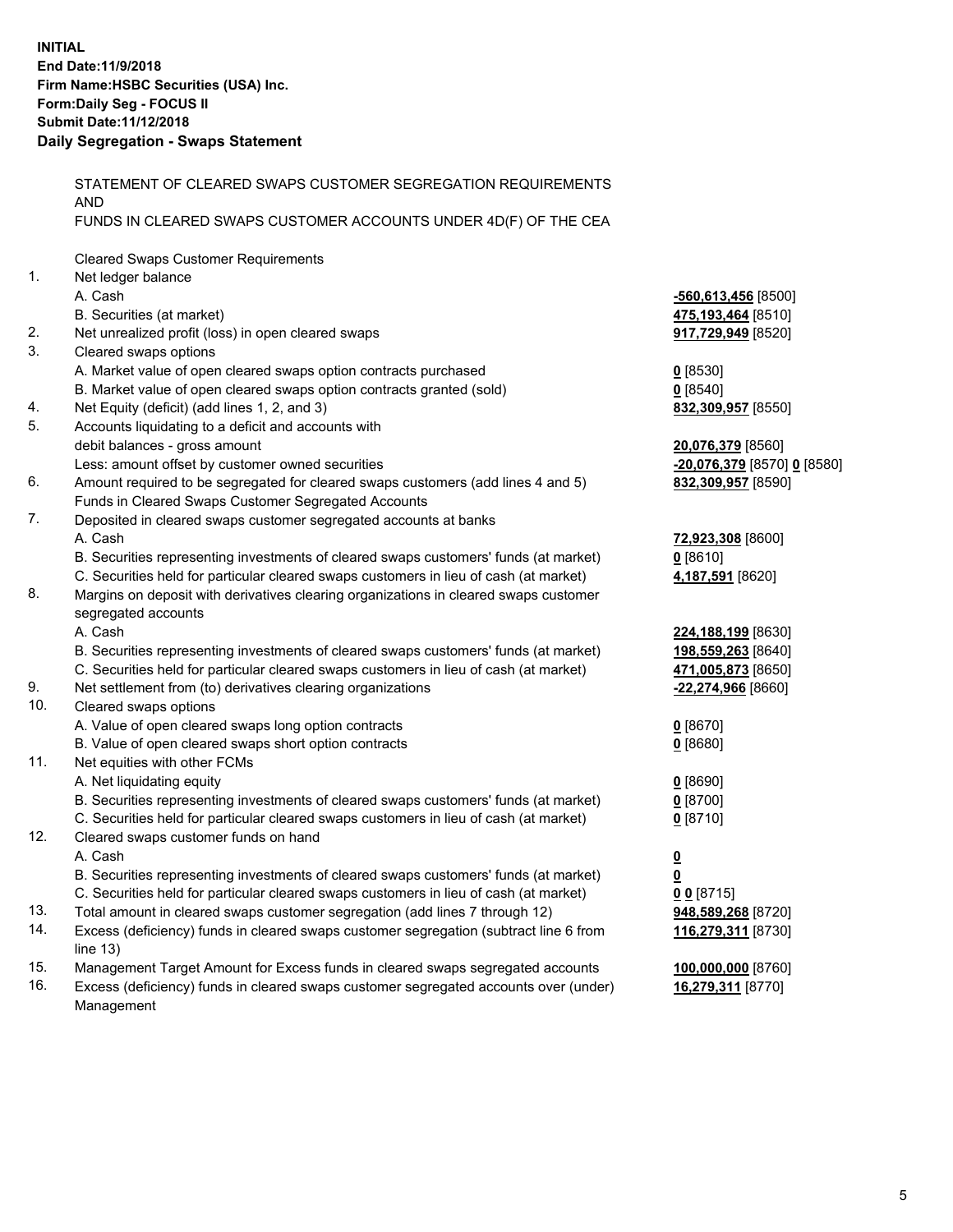**INITIAL**
**End Date:11/9/2018**
**Firm Name:HSBC Securities (USA) Inc.**
**Form:Daily Seg - FOCUS II**
**Submit Date:11/12/2018**
**Daily Segregation - Swaps Statement**

STATEMENT OF CLEARED SWAPS CUSTOMER SEGREGATION REQUIREMENTS AND
FUNDS IN CLEARED SWAPS CUSTOMER ACCOUNTS UNDER 4D(F) OF THE CEA

| | | |
|---|---|---|
| | Cleared Swaps Customer Requirements | |
| 1. | Net ledger balance | |
| | A. Cash | **-560,613,456** [8500] |
| | B. Securities (at market) | **475,193,464** [8510] |
| 2. | Net unrealized profit (loss) in open cleared swaps | **917,729,949** [8520] |
| 3. | Cleared swaps options | |
| | A. Market value of open cleared swaps option contracts purchased | **0** [8530] |
| | B. Market value of open cleared swaps option contracts granted (sold) | **0** [8540] |
| 4. | Net Equity (deficit) (add lines 1, 2, and 3) | **832,309,957** [8550] |
| 5. | Accounts liquidating to a deficit and accounts with debit balances - gross amount | **20,076,379** [8560] |
| | Less: amount offset by customer owned securities | **-20,076,379** [8570] **0** [8580] |
| 6. | Amount required to be segregated for cleared swaps customers (add lines 4 and 5) | **832,309,957** [8590] |
| | Funds in Cleared Swaps Customer Segregated Accounts | |
| 7. | Deposited in cleared swaps customer segregated accounts at banks | |
| | A. Cash | **72,923,308** [8600] |
| | B. Securities representing investments of cleared swaps customers' funds (at market) | **0** [8610] |
| | C. Securities held for particular cleared swaps customers in lieu of cash (at market) | **4,187,591** [8620] |
| 8. | Margins on deposit with derivatives clearing organizations in cleared swaps customer segregated accounts | |
| | A. Cash | **224,188,199** [8630] |
| | B. Securities representing investments of cleared swaps customers' funds (at market) | **198,559,263** [8640] |
| | C. Securities held for particular cleared swaps customers in lieu of cash (at market) | **471,005,873** [8650] |
| 9. | Net settlement from (to) derivatives clearing organizations | **-22,274,966** [8660] |
| 10. | Cleared swaps options | |
| | A. Value of open cleared swaps long option contracts | **0** [8670] |
| | B. Value of open cleared swaps short option contracts | **0** [8680] |
| 11. | Net equities with other FCMs | |
| | A. Net liquidating equity | **0** [8690] |
| | B. Securities representing investments of cleared swaps customers' funds (at market) | **0** [8700] |
| | C. Securities held for particular cleared swaps customers in lieu of cash (at market) | **0** [8710] |
| 12. | Cleared swaps customer funds on hand | |
| | A. Cash | **0** |
| | B. Securities representing investments of cleared swaps customers' funds (at market) | **0** |
| | C. Securities held for particular cleared swaps customers in lieu of cash (at market) | **0** **0** [8715] |
| 13. | Total amount in cleared swaps customer segregation (add lines 7 through 12) | **948,589,268** [8720] |
| 14. | Excess (deficiency) funds in cleared swaps customer segregation (subtract line 6 from line 13) | **116,279,311** [8730] |
| 15. | Management Target Amount for Excess funds in cleared swaps segregated accounts | **100,000,000** [8760] |
| 16. | Excess (deficiency) funds in cleared swaps customer segregated accounts over (under) Management | **16,279,311** [8770] |